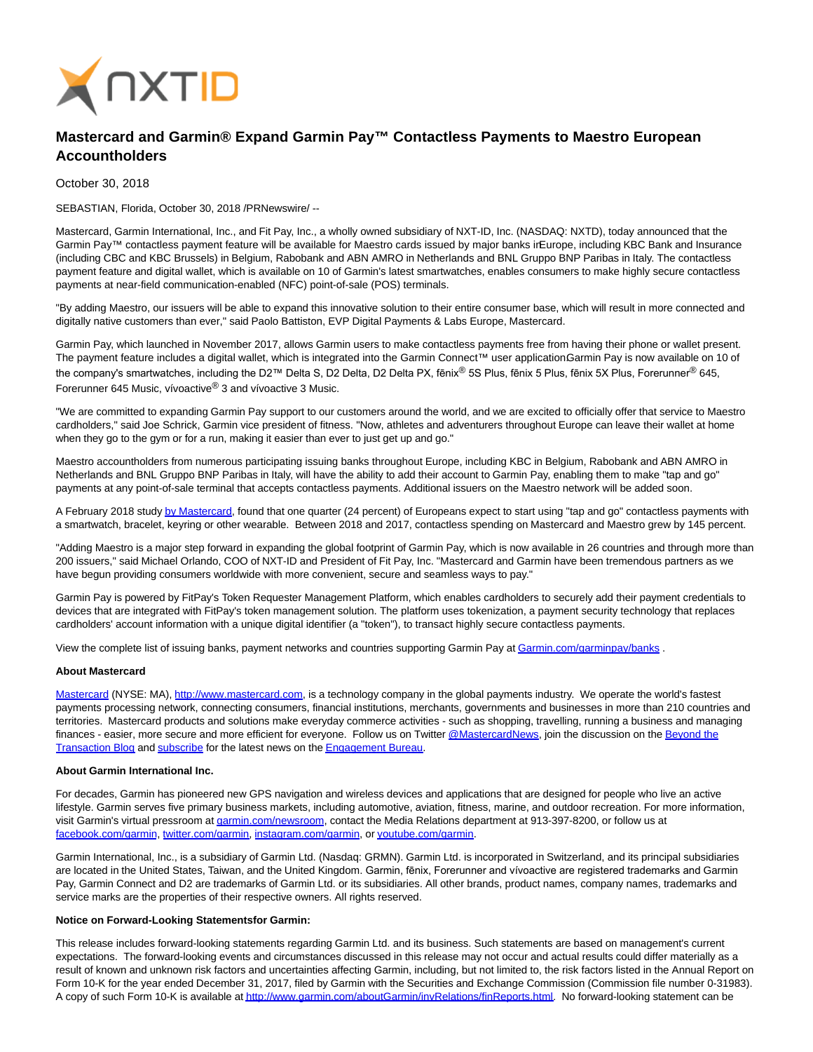# Mastercard and Garmin® Expand Garmin Pay™ Contactless Payments to Maestro European Accountholders

October 30, 2018

SEBASTIAN, Florida, October 30, 2018 /PRNewswire/ --

Mastercard, Garmin International, Inc., and Fit Pay, Inc., a wholly owned subsidiary of NXT-ID, Inc. (NASDAQ: NXTD), today announced that the Garmin Pay™ contactless payment feature will be available for Maestro cards issued by major banks inEurope, including KBC Bank and Insurance (including CBC and KBC Brussels) in Belgium, Rabobank and ABN AMRO in Netherlands and BNL Gruppo BNP Paribas in Italy. The contactless payment feature and digital wallet, which is available on 10 of Garmin's latest smartwatches, enables consumers to make highly secure contactless payments at near-field communication-enabled (NFC) point-of-sale (POS) terminals.

"By adding Maestro, our issuers will be able to expand this innovative solution to their entire consumer base, which will result in more connected and digitally native customers than ever," said Paolo Battiston, EVP Digital Payments & Labs Europe, Mastercard.

Garmin Pay, which launched in November 2017, allows Garmin users to make contactless payments free from having their phone or wallet present. The payment feature includes a digital wallet, which is integrated into the Garmin Connect™ user applicationGarmin Pay is now available on 10 of the company's smartwatches, including the D2™ Delta S, D2 Delta, D2 Delta PX, fēnix® 5S Plus, fēnix 5 Plus, fēnix 5X Plus, Forerunner® 645, Forerunner 645 Music, vívoactive® 3 and vívoactive 3 Music.

"We are committed to expanding Garmin Pay support to our customers around the world, and we are excited to officially offer that service to Maestro cardholders," said Joe Schrick, Garmin vice president of fitness. "Now, athletes and adventurers throughout Europe can leave their wallet at home when they go to the gym or for a run, making it easier than ever to just get up and go."

Maestro accountholders from numerous participating issuing banks throughout Europe, including KBC in Belgium, Rabobank and ABN AMRO in Netherlands and BNL Gruppo BNP Paribas in Italy, will have the ability to add their account to Garmin Pay, enabling them to make "tap and go" payments at any point-of-sale terminal that accepts contactless payments. Additional issuers on the Maestro network will be added soon.

A February 2018 study by Mastercard, found that one quarter (24 percent) of Europeans expect to start using "tap and go" contactless payments with a smartwatch, bracelet, keyring or other wearable. Between 2018 and 2017, contactless spending on Mastercard and Maestro grew by 145 percent.

"Adding Maestro is a major step forward in expanding the global footprint of Garmin Pay, which is now available in 26 countries and through more than 200 issuers," said Michael Orlando, COO of NXT-ID and President of Fit Pay, Inc. "Mastercard and Garmin have been tremendous partners as we have begun providing consumers worldwide with more convenient, secure and seamless ways to pay."

Garmin Pay is powered by FitPay's Token Requester Management Platform, which enables cardholders to securely add their payment credentials to devices that are integrated with FitPay's token management solution. The platform uses tokenization, a payment security technology that replaces cardholders' account information with a unique digital identifier (a "token"), to transact highly secure contactless payments.

View the complete list of issuing banks, payment networks and countries supporting Garmin Pay at Garmin.com/garminpay/banks .

**About Mastercard**

Mastercard (NYSE: MA), http://www.mastercard.com, is a technology company in the global payments industry. We operate the world's fastest payments processing network, connecting consumers, financial institutions, merchants, governments and businesses in more than 210 countries and territories. Mastercard products and solutions make everyday commerce activities - such as shopping, travelling, running a business and managing finances - easier, more secure and more efficient for everyone. Follow us on Twitter @MastercardNews, join the discussion on the Beyond the Transaction Blog and subscribe for the latest news on the Engagement Bureau.

**About Garmin International Inc.**

For decades, Garmin has pioneered new GPS navigation and wireless devices and applications that are designed for people who live an active lifestyle. Garmin serves five primary business markets, including automotive, aviation, fitness, marine, and outdoor recreation. For more information, visit Garmin's virtual pressroom at garmin.com/newsroom, contact the Media Relations department at 913-397-8200, or follow us at facebook.com/garmin, twitter.com/garmin, instagram.com/garmin, or youtube.com/garmin.

Garmin International, Inc., is a subsidiary of Garmin Ltd. (Nasdaq: GRMN). Garmin Ltd. is incorporated in Switzerland, and its principal subsidiaries are located in the United States, Taiwan, and the United Kingdom. Garmin, fēnix, Forerunner and vívoactive are registered trademarks and Garmin Pay, Garmin Connect and D2 are trademarks of Garmin Ltd. or its subsidiaries. All other brands, product names, company names, trademarks and service marks are the properties of their respective owners. All rights reserved.

**Notice on Forward-Looking Statementsfor Garmin:**

This release includes forward-looking statements regarding Garmin Ltd. and its business. Such statements are based on management's current expectations. The forward-looking events and circumstances discussed in this release may not occur and actual results could differ materially as a result of known and unknown risk factors and uncertainties affecting Garmin, including, but not limited to, the risk factors listed in the Annual Report on Form 10-K for the year ended December 31, 2017, filed by Garmin with the Securities and Exchange Commission (Commission file number 0-31983). A copy of such Form 10-K is available at http://www.garmin.com/aboutGarmin/invRelations/finReports.html. No forward-looking statement can be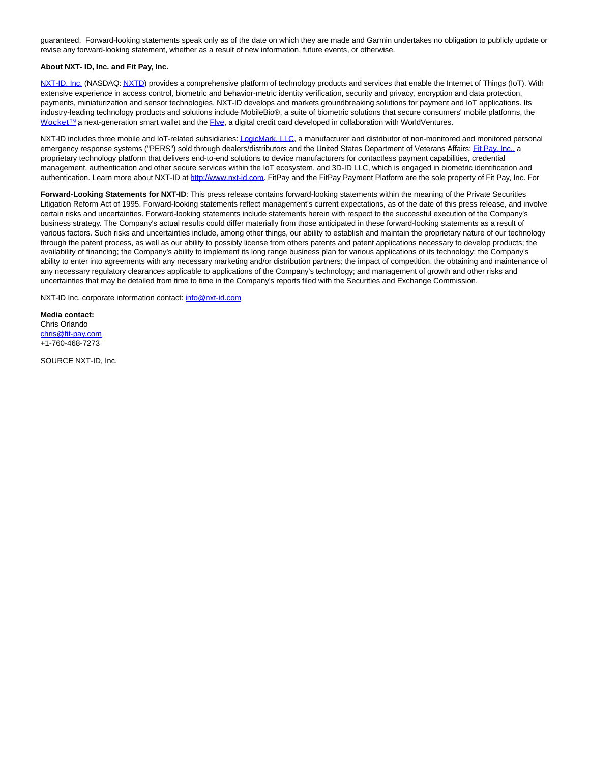guaranteed.  Forward-looking statements speak only as of the date on which they are made and Garmin undertakes no obligation to publicly update or revise any forward-looking statement, whether as a result of new information, future events, or otherwise.

**About NXT- ID, Inc. and Fit Pay, Inc.**

NXT-ID, Inc. (NASDAQ: NXTD) provides a comprehensive platform of technology products and services that enable the Internet of Things (IoT). With extensive experience in access control, biometric and behavior-metric identity verification, security and privacy, encryption and data protection, payments, miniaturization and sensor technologies, NXT-ID develops and markets groundbreaking solutions for payment and IoT applications. Its industry-leading technology products and solutions include MobileBio®, a suite of biometric solutions that secure consumers' mobile platforms, the Wocket™ a next-generation smart wallet and the Flye, a digital credit card developed in collaboration with WorldVentures.

NXT-ID includes three mobile and IoT-related subsidiaries: LogicMark, LLC, a manufacturer and distributor of non-monitored and monitored personal emergency response systems ("PERS") sold through dealers/distributors and the United States Department of Veterans Affairs; Fit Pay, Inc., a proprietary technology platform that delivers end-to-end solutions to device manufacturers for contactless payment capabilities, credential management, authentication and other secure services within the IoT ecosystem, and 3D-ID LLC, which is engaged in biometric identification and authentication. Learn more about NXT-ID at http://www.nxt-id.com. FitPay and the FitPay Payment Platform are the sole property of Fit Pay, Inc. For

**Forward-Looking Statements for NXT-ID**: This press release contains forward-looking statements within the meaning of the Private Securities Litigation Reform Act of 1995. Forward-looking statements reflect management's current expectations, as of the date of this press release, and involve certain risks and uncertainties. Forward-looking statements include statements herein with respect to the successful execution of the Company's business strategy. The Company's actual results could differ materially from those anticipated in these forward-looking statements as a result of various factors. Such risks and uncertainties include, among other things, our ability to establish and maintain the proprietary nature of our technology through the patent process, as well as our ability to possibly license from others patents and patent applications necessary to develop products; the availability of financing; the Company's ability to implement its long range business plan for various applications of its technology; the Company's ability to enter into agreements with any necessary marketing and/or distribution partners; the impact of competition, the obtaining and maintenance of any necessary regulatory clearances applicable to applications of the Company's technology; and management of growth and other risks and uncertainties that may be detailed from time to time in the Company's reports filed with the Securities and Exchange Commission.

NXT-ID Inc. corporate information contact: info@nxt-id.com

**Media contact:**
Chris Orlando
chris@fit-pay.com
+1-760-468-7273

SOURCE NXT-ID, Inc.